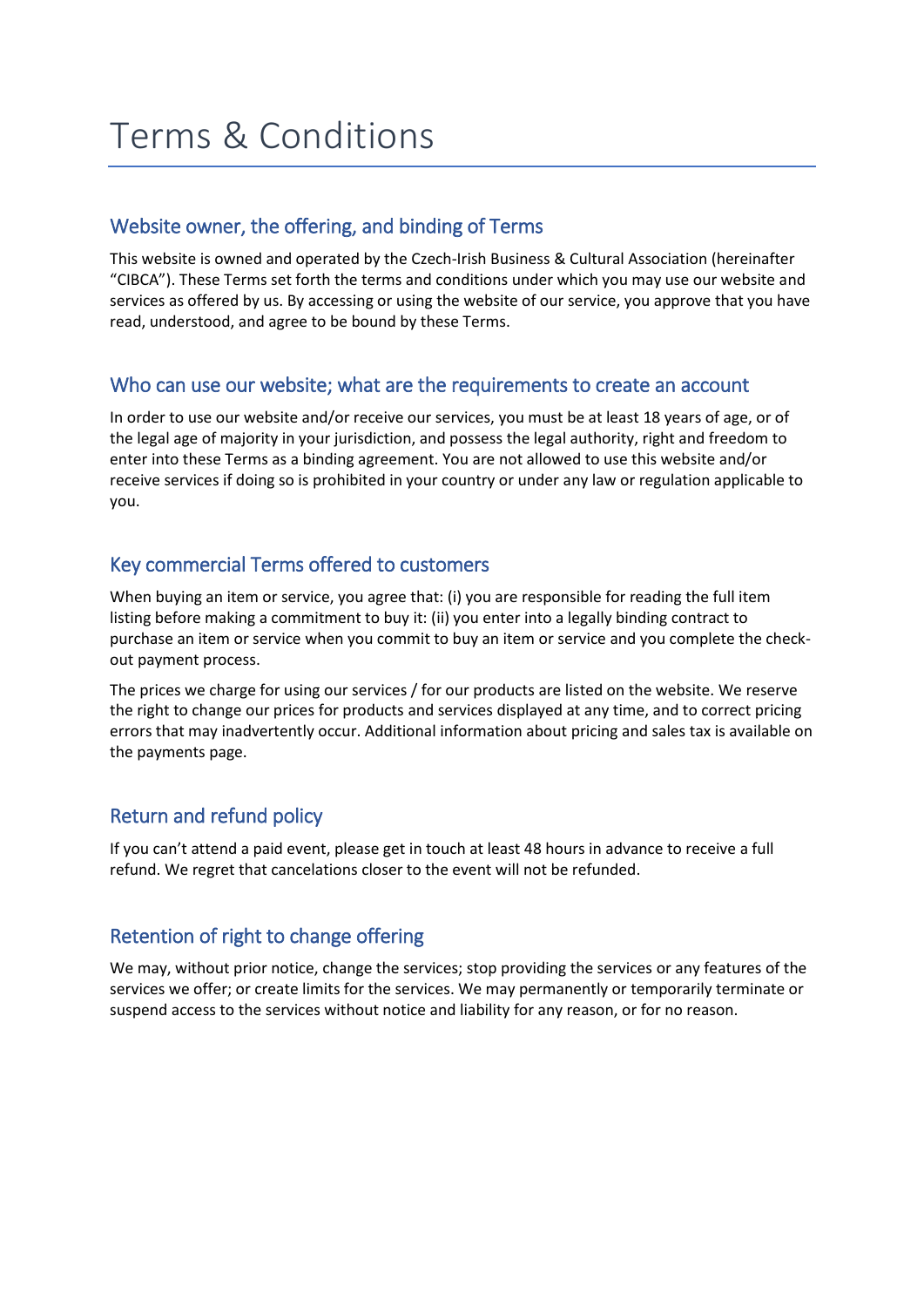# Terms & Conditions

## Website owner, the offering, and binding of Terms

This website is owned and operated by the Czech-Irish Business & Cultural Association (hereinafter "CIBCA"). These Terms set forth the terms and conditions under which you may use our website and services as offered by us. By accessing or using the website of our service, you approve that you have read, understood, and agree to be bound by these Terms.

## Who can use our website; what are the requirements to create an account

In order to use our website and/or receive our services, you must be at least 18 years of age, or of the legal age of majority in your jurisdiction, and possess the legal authority, right and freedom to enter into these Terms as a binding agreement. You are not allowed to use this website and/or receive services if doing so is prohibited in your country or under any law or regulation applicable to you.

## Key commercial Terms offered to customers

When buying an item or service, you agree that: (i) you are responsible for reading the full item listing before making a commitment to buy it: (ii) you enter into a legally binding contract to purchase an item or service when you commit to buy an item or service and you complete the check-out payment process.

The prices we charge for using our services / for our products are listed on the website. We reserve the right to change our prices for products and services displayed at any time, and to correct pricing errors that may inadvertently occur. Additional information about pricing and sales tax is available on the payments page.

## Return and refund policy

If you can't attend a paid event, please get in touch at least 48 hours in advance to receive a full refund. We regret that cancelations closer to the event will not be refunded.

## Retention of right to change offering

We may, without prior notice, change the services; stop providing the services or any features of the services we offer; or create limits for the services. We may permanently or temporarily terminate or suspend access to the services without notice and liability for any reason, or for no reason.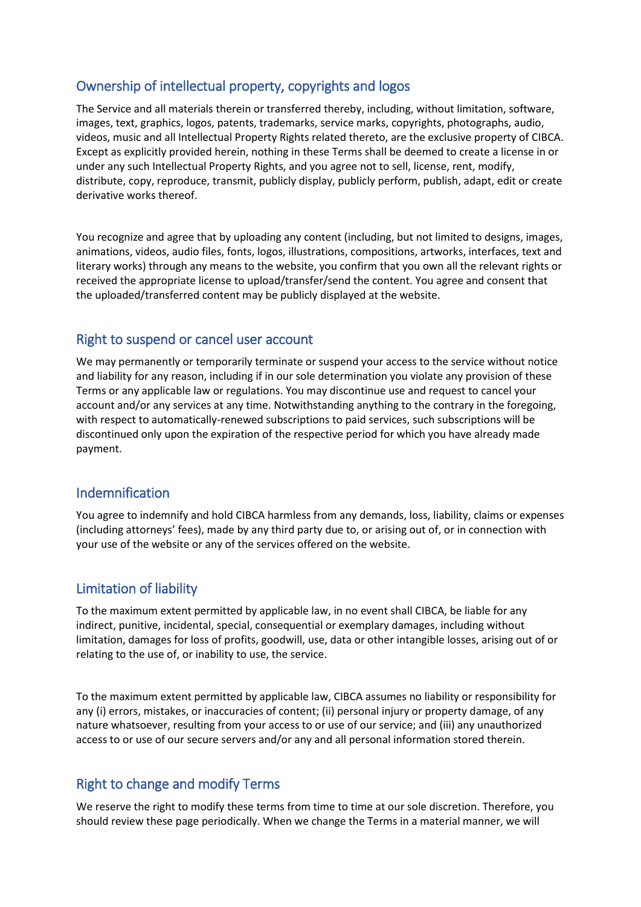## Ownership of intellectual property, copyrights and logos

The Service and all materials therein or transferred thereby, including, without limitation, software, images, text, graphics, logos, patents, trademarks, service marks, copyrights, photographs, audio, videos, music and all Intellectual Property Rights related thereto, are the exclusive property of CIBCA. Except as explicitly provided herein, nothing in these Terms shall be deemed to create a license in or under any such Intellectual Property Rights, and you agree not to sell, license, rent, modify, distribute, copy, reproduce, transmit, publicly display, publicly perform, publish, adapt, edit or create derivative works thereof.

You recognize and agree that by uploading any content (including, but not limited to designs, images, animations, videos, audio files, fonts, logos, illustrations, compositions, artworks, interfaces, text and literary works) through any means to the website, you confirm that you own all the relevant rights or received the appropriate license to upload/transfer/send the content. You agree and consent that the uploaded/transferred content may be publicly displayed at the website.

## Right to suspend or cancel user account

We may permanently or temporarily terminate or suspend your access to the service without notice and liability for any reason, including if in our sole determination you violate any provision of these Terms or any applicable law or regulations. You may discontinue use and request to cancel your account and/or any services at any time. Notwithstanding anything to the contrary in the foregoing, with respect to automatically-renewed subscriptions to paid services, such subscriptions will be discontinued only upon the expiration of the respective period for which you have already made payment.

## Indemnification

You agree to indemnify and hold CIBCA harmless from any demands, loss, liability, claims or expenses (including attorneys' fees), made by any third party due to, or arising out of, or in connection with your use of the website or any of the services offered on the website.

## Limitation of liability

To the maximum extent permitted by applicable law, in no event shall CIBCA, be liable for any indirect, punitive, incidental, special, consequential or exemplary damages, including without limitation, damages for loss of profits, goodwill, use, data or other intangible losses, arising out of or relating to the use of, or inability to use, the service.

To the maximum extent permitted by applicable law, CIBCA assumes no liability or responsibility for any (i) errors, mistakes, or inaccuracies of content; (ii) personal injury or property damage, of any nature whatsoever, resulting from your access to or use of our service; and (iii) any unauthorized access to or use of our secure servers and/or any and all personal information stored therein.

## Right to change and modify Terms

We reserve the right to modify these terms from time to time at our sole discretion. Therefore, you should review these page periodically. When we change the Terms in a material manner, we will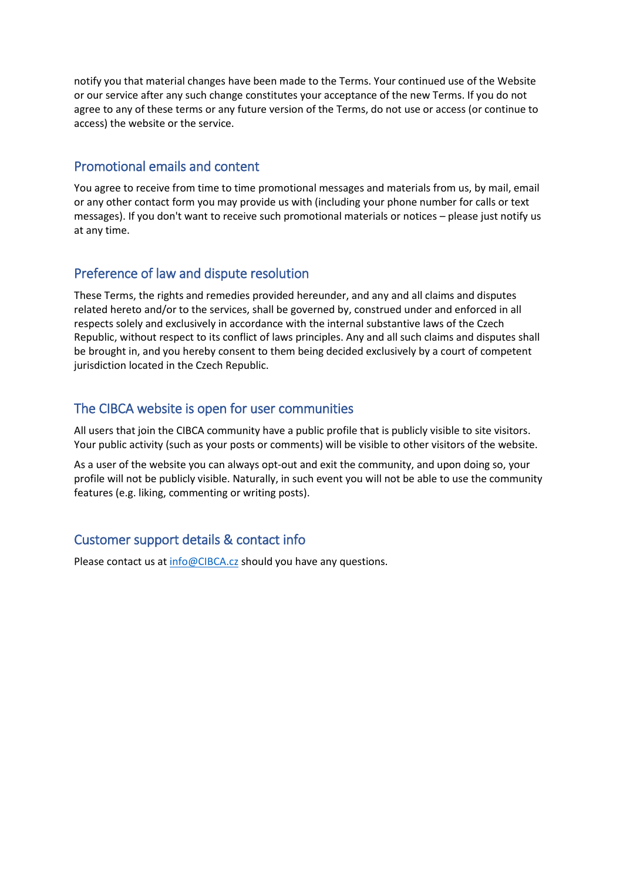notify you that material changes have been made to the Terms. Your continued use of the Website or our service after any such change constitutes your acceptance of the new Terms. If you do not agree to any of these terms or any future version of the Terms, do not use or access (or continue to access) the website or the service.

## Promotional emails and content

You agree to receive from time to time promotional messages and materials from us, by mail, email or any other contact form you may provide us with (including your phone number for calls or text messages). If you don't want to receive such promotional materials or notices – please just notify us at any time.

## Preference of law and dispute resolution

These Terms, the rights and remedies provided hereunder, and any and all claims and disputes related hereto and/or to the services, shall be governed by, construed under and enforced in all respects solely and exclusively in accordance with the internal substantive laws of the Czech Republic, without respect to its conflict of laws principles. Any and all such claims and disputes shall be brought in, and you hereby consent to them being decided exclusively by a court of competent jurisdiction located in the Czech Republic.

## The CIBCA website is open for user communities

All users that join the CIBCA community have a public profile that is publicly visible to site visitors. Your public activity (such as your posts or comments) will be visible to other visitors of the website.

As a user of the website you can always opt-out and exit the community, and upon doing so, your profile will not be publicly visible. Naturally, in such event you will not be able to use the community features (e.g. liking, commenting or writing posts).

## Customer support details & contact info

Please contact us at [info@CIBCA.cz](mailto:info@CIBCA.cz) should you have any questions.